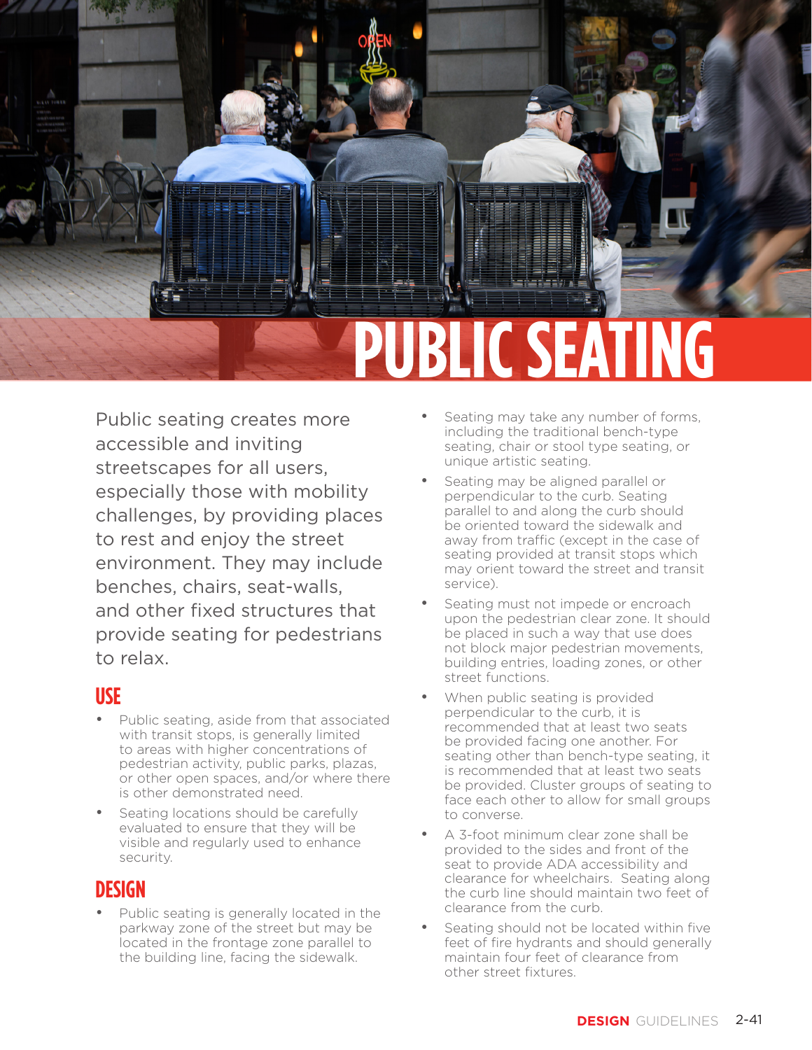# PUBLIC SEATING

Public seating creates more accessible and inviting streetscapes for all users, especially those with mobility challenges, by providing places to rest and enjoy the street environment. They may include benches, chairs, seat-walls, and other fixed structures that provide seating for pedestrians to relax.

## USE

- Public seating, aside from that associated with transit stops, is generally limited to areas with higher concentrations of pedestrian activity, public parks, plazas, or other open spaces, and/or where there is other demonstrated need.
- Seating locations should be carefully evaluated to ensure that they will be visible and regularly used to enhance security.

## DESIGN

- Public seating is generally located in the parkway zone of the street but may be located in the frontage zone parallel to the building line, facing the sidewalk.
- Seating may take any number of forms, including the traditional bench-type seating, chair or stool type seating, or unique artistic seating.
- Seating may be aligned parallel or perpendicular to the curb. Seating parallel to and along the curb should be oriented toward the sidewalk and away from traffic (except in the case of seating provided at transit stops which may orient toward the street and transit service).
- Seating must not impede or encroach upon the pedestrian clear zone. It should be placed in such a way that use does not block major pedestrian movements, building entries, loading zones, or other street functions.
- When public seating is provided perpendicular to the curb, it is recommended that at least two seats be provided facing one another. For seating other than bench-type seating, it is recommended that at least two seats be provided. Cluster groups of seating to face each other to allow for small groups to converse.
- A 3-foot minimum clear zone shall be provided to the sides and front of the seat to provide ADA accessibility and clearance for wheelchairs. Seating along the curb line should maintain two feet of clearance from the curb.
- Seating should not be located within five feet of fire hydrants and should generally maintain four feet of clearance from other street fixtures.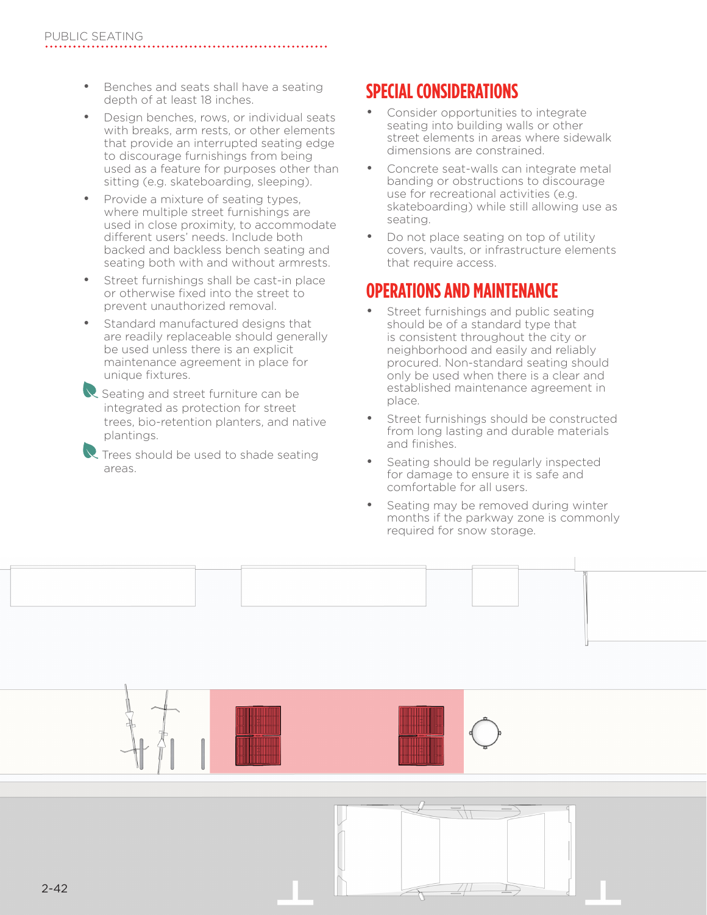- Benches and seats shall have a seating depth of at least 18 inches.
- Design benches, rows, or individual seats with breaks, arm rests, or other elements that provide an interrupted seating edge to discourage furnishings from being used as a feature for purposes other than sitting (e.g. skateboarding, sleeping).
- Provide a mixture of seating types, where multiple street furnishings are used in close proximity, to accommodate different users' needs. Include both backed and backless bench seating and seating both with and without armrests.
- Street furnishings shall be cast-in place or otherwise fixed into the street to prevent unauthorized removal.
- Standard manufactured designs that are readily replaceable should generally be used unless there is an explicit maintenance agreement in place for unique fixtures.
- Seating and street furniture can be integrated as protection for street trees, bio-retention planters, and native plantings.
- Trees should be used to shade seating areas.

## SPECIAL CONSIDERATIONS

- Consider opportunities to integrate seating into building walls or other street elements in areas where sidewalk dimensions are constrained.
- Concrete seat-walls can integrate metal banding or obstructions to discourage use for recreational activities (e.g. skateboarding) while still allowing use as seating.
- Do not place seating on top of utility covers, vaults, or infrastructure elements that require access.

## OPERATIONS AND MAINTENANCE

- Street furnishings and public seating should be of a standard type that is consistent throughout the city or neighborhood and easily and reliably procured. Non-standard seating should only be used when there is a clear and established maintenance agreement in place.
- Street furnishings should be constructed from long lasting and durable materials and finishes.
- Seating should be regularly inspected for damage to ensure it is safe and comfortable for all users.
- Seating may be removed during winter months if the parkway zone is commonly required for snow storage.